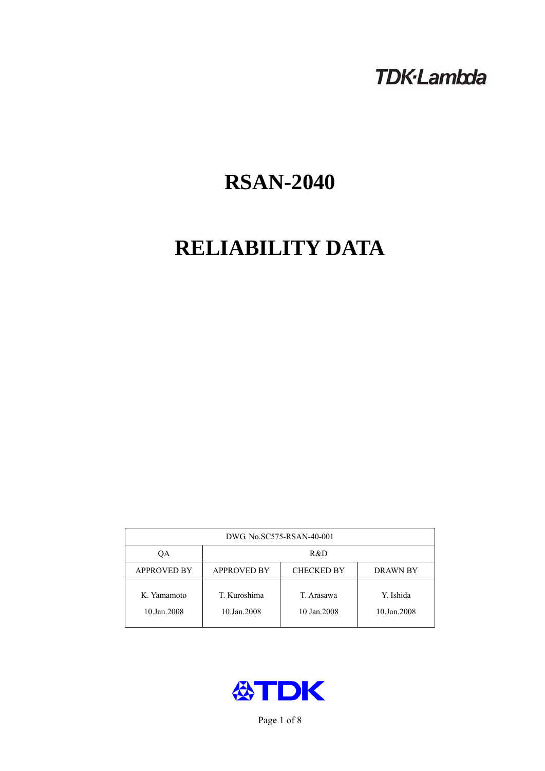TDK·Lambda

# RSAN-2040

# RELIABILITY DATA

| DWG. No.SC575-RSAN-40-001 | | | |
|---|---|---|---|
| QA | R&D | | |
| APPROVED BY | APPROVED BY | CHECKED BY | DRAWN BY |
| K. Yamamoto<br>10.Jan.2008 | T. Kuroshima<br>10.Jan.2008 | T. Arasawa<br>10.Jan.2008 | Y. Ishida<br>10.Jan.2008 |

TDK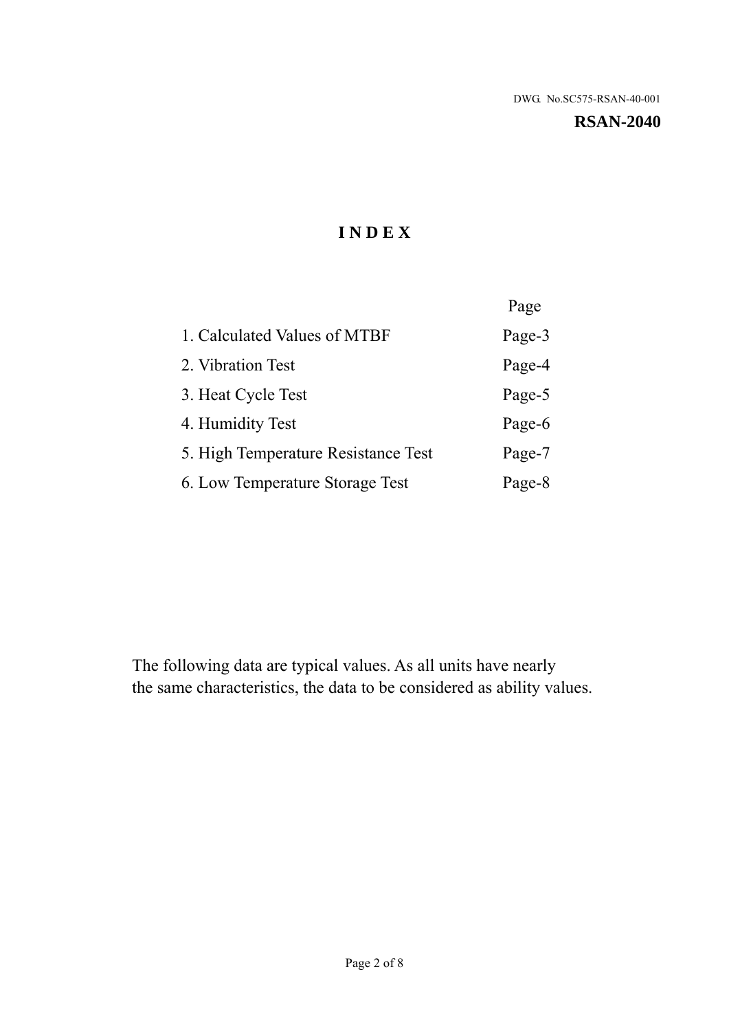DWG. No.SC575-RSAN-40-001

**RSAN-2040**

# I N D E X

| | Page |
|---|---|
| 1. Calculated Values of MTBF | Page-3 |
| 2. Vibration Test | Page-4 |
| 3. Heat Cycle Test | Page-5 |
| 4. Humidity Test | Page-6 |
| 5. High Temperature Resistance Test | Page-7 |
| 6. Low Temperature Storage Test | Page-8 |

The following data are typical values. As all units have nearly the same characteristics, the data to be considered as ability values.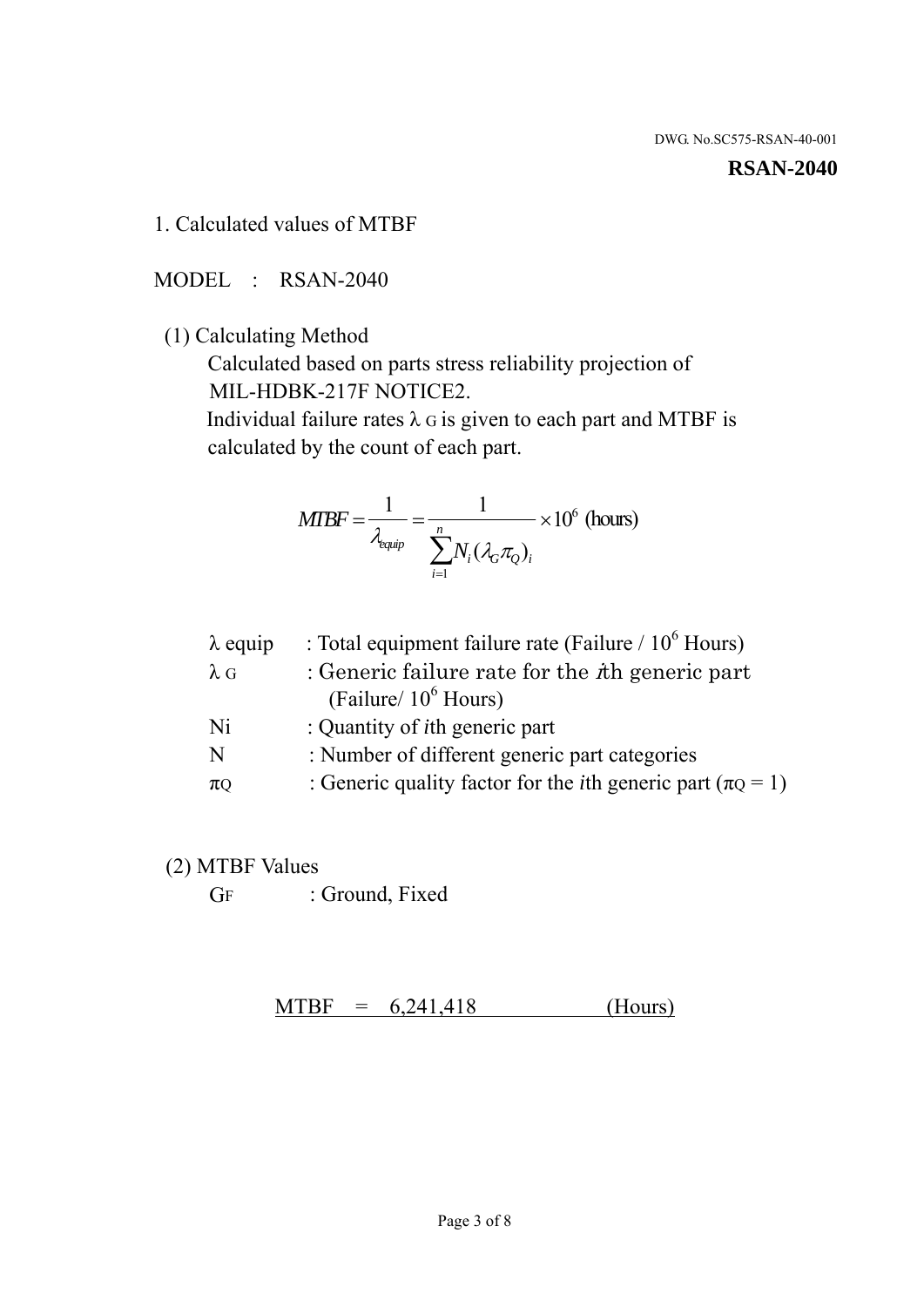DWG. No.SC575-RSAN-40-001

**RSAN-2040**

## 1. Calculated values of MTBF

MODEL : RSAN-2040

(1) Calculating Method

Calculated based on parts stress reliability projection of MIL-HDBK-217F NOTICE2.

Individual failure rates $\lambda_G$ is given to each part and MTBF is calculated by the count of each part.

$$MTBF = \frac{1}{\lambda_{equip}} = \frac{1}{\sum_{i=1}^{n} N_i (\lambda_G \pi_Q)_i} \times 10^6 \text{ (hours)}$$

| | |
|---|---|
| $\lambda$ equip | : Total equipment failure rate (Failure / $10^6$ Hours) |
| $\lambda_G$ | : Generic failure rate for the $i$th generic part (Failure/ $10^6$ Hours) |
| Ni | : Quantity of $i$th generic part |
| N | : Number of different generic part categories |
| $\pi_Q$ | : Generic quality factor for the $i$th generic part ($\pi_Q = 1$) |

(2) MTBF Values

$G_F$ : Ground, Fixed

MTBF = 6,241,418 (Hours)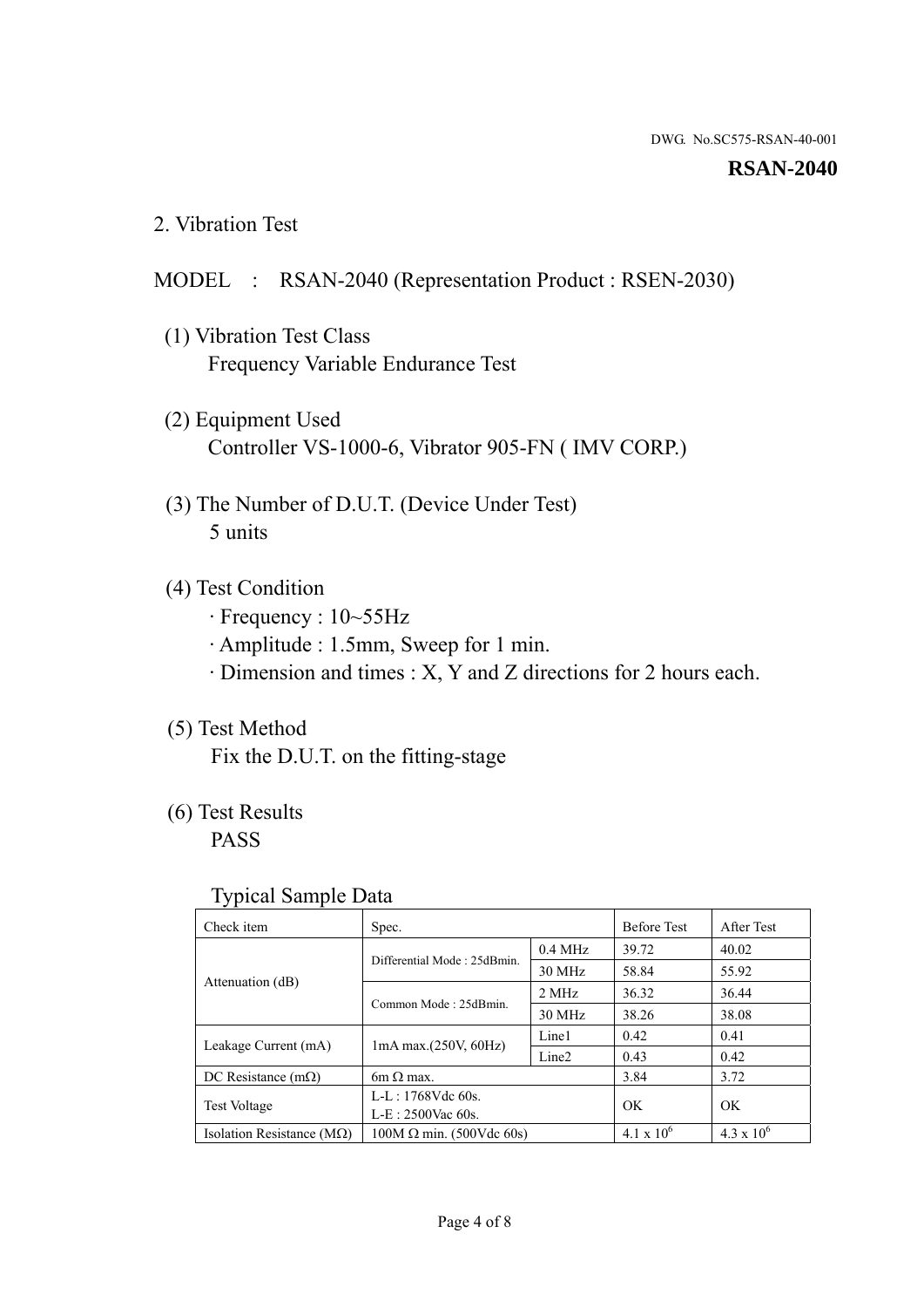DWG. No.SC575-RSAN-40-001

**RSAN-2040**

## 2. Vibration Test

MODEL : RSAN-2040 (Representation Product : RSEN-2030)

(1) Vibration Test Class
Frequency Variable Endurance Test

(2) Equipment Used
Controller VS-1000-6, Vibrator 905-FN ( IMV CORP.)

(3) The Number of D.U.T. (Device Under Test)
5 units

(4) Test Condition
· Frequency : 10~55Hz
· Amplitude : 1.5mm, Sweep for 1 min.
· Dimension and times : X, Y and Z directions for 2 hours each.

(5) Test Method
Fix the D.U.T. on the fitting-stage

(6) Test Results
PASS

Typical Sample Data

| Check item | Spec. | | Before Test | After Test |
|---|---|---|---|---|
| Attenuation (dB) | Differential Mode : 25dBmin. | 0.4 MHz | 39.72 | 40.02 |
| | | 30 MHz | 58.84 | 55.92 |
| | Common Mode : 25dBmin. | 2 MHz | 36.32 | 36.44 |
| | | 30 MHz | 38.26 | 38.08 |
| Leakage Current (mA) | 1mA max.(250V, 60Hz) | Line1 | 0.42 | 0.41 |
| | | Line2 | 0.43 | 0.42 |
| DC Resistance (mΩ) | 6m Ω max. | | 3.84 | 3.72 |
| Test Voltage | L-L : 1768Vdc 60s.<br>L-E : 2500Vac 60s. | | OK | OK |
| Isolation Resistance (MΩ) | 100M Ω min. (500Vdc 60s) | | $4.1 \times 10^6$ | $4.3 \times 10^6$ |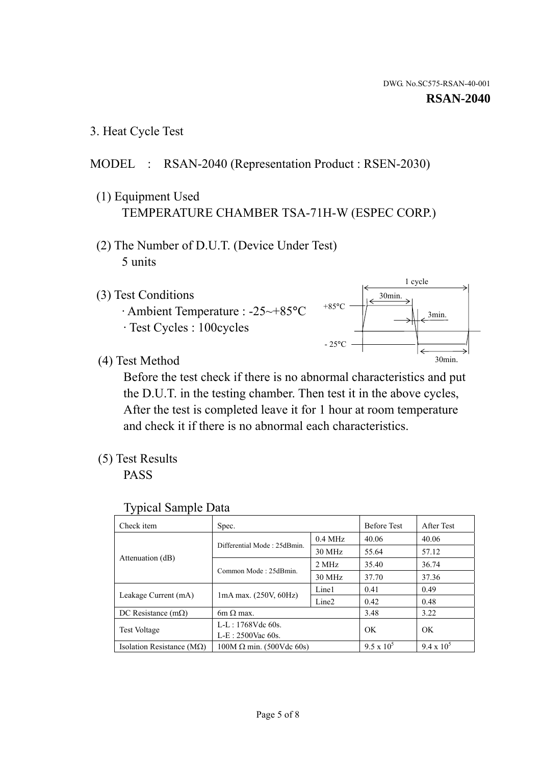DWG. No.SC575-RSAN-40-001

**RSAN-2040**

## 3. Heat Cycle Test

MODEL : RSAN-2040 (Representation Product : RSEN-2030)

(1) Equipment Used

TEMPERATURE CHAMBER TSA-71H-W (ESPEC CORP.)

(2) The Number of D.U.T. (Device Under Test)

5 units

(3) Test Conditions

· Ambient Temperature : -25~+85°C

· Test Cycles : 100cycles

1 cycle
30min.
+85°C
3min.
- 25°C
30min.

(4) Test Method

Before the test check if there is no abnormal characteristics and put the D.U.T. in the testing chamber. Then test it in the above cycles, After the test is completed leave it for 1 hour at room temperature and check it if there is no abnormal each characteristics.

(5) Test Results

PASS

Typical Sample Data

| Check item | Spec. | | Before Test | After Test |
|---|---|---|---|---|
| Attenuation (dB) | Differential Mode : 25dBmin. | 0.4 MHz | 40.06 | 40.06 |
| | | 30 MHz | 55.64 | 57.12 |
| | Common Mode : 25dBmin. | 2 MHz | 35.40 | 36.74 |
| | | 30 MHz | 37.70 | 37.36 |
| Leakage Current (mA) | 1mA max. (250V, 60Hz) | Line1 | 0.41 | 0.49 |
| | | Line2 | 0.42 | 0.48 |
| DC Resistance (mΩ) | 6m Ω max. | | 3.48 | 3.22 |
| Test Voltage | L-L : 1768Vdc 60s.<br>L-E : 2500Vac 60s. | | OK | OK |
| Isolation Resistance (MΩ) | 100M Ω min. (500Vdc 60s) | | $9.5 \times 10^5$ | $9.4 \times 10^5$ |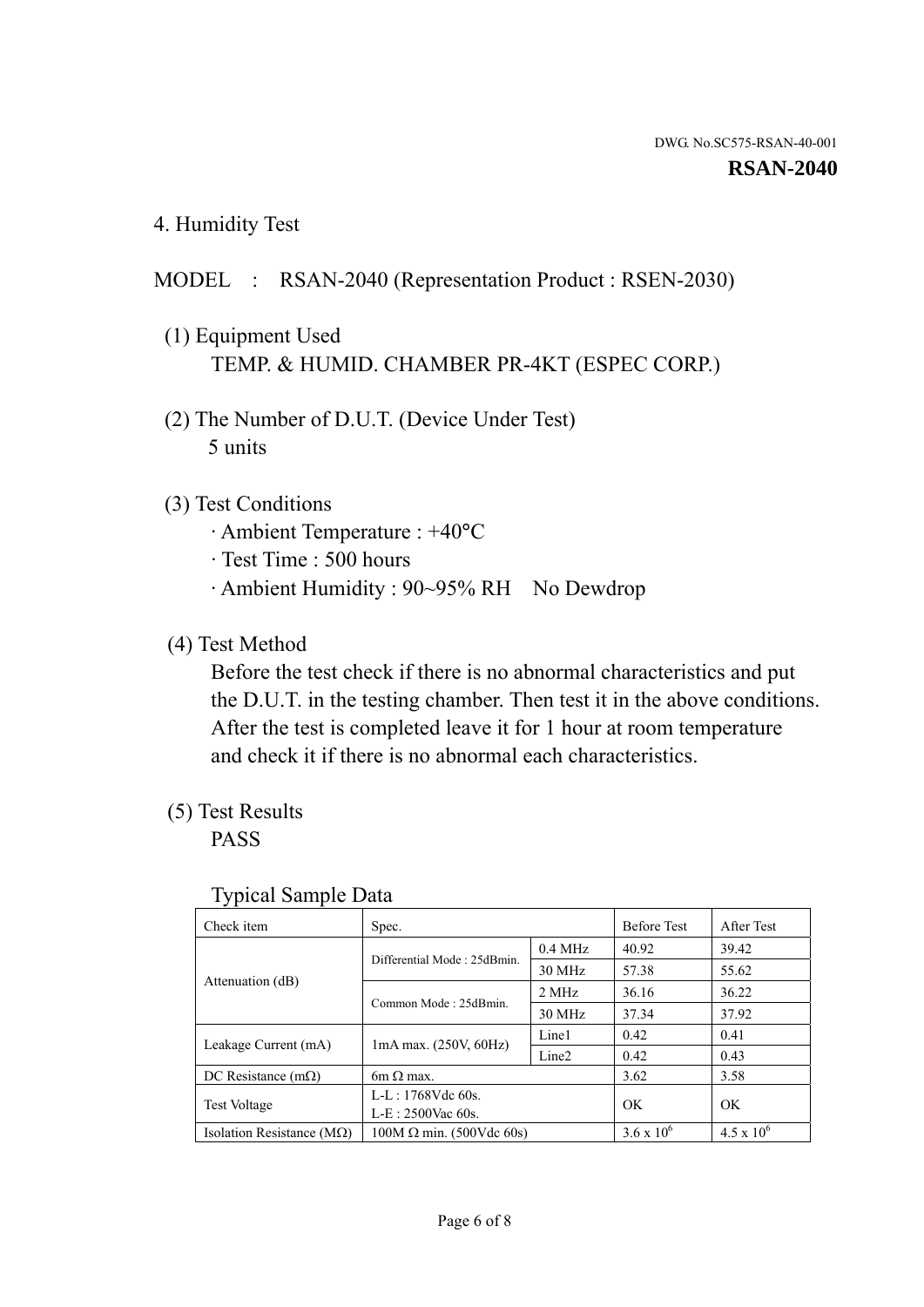DWG. No.SC575-RSAN-40-001

**RSAN-2040**

## 4. Humidity Test

MODEL : RSAN-2040 (Representation Product : RSEN-2030)

(1) Equipment Used
TEMP. & HUMID. CHAMBER PR-4KT (ESPEC CORP.)

(2) The Number of D.U.T. (Device Under Test)
5 units

(3) Test Conditions
· Ambient Temperature : +40°C
· Test Time : 500 hours
· Ambient Humidity : 90~95% RH No Dewdrop

(4) Test Method
Before the test check if there is no abnormal characteristics and put the D.U.T. in the testing chamber. Then test it in the above conditions. After the test is completed leave it for 1 hour at room temperature and check it if there is no abnormal each characteristics.

(5) Test Results
PASS

Typical Sample Data

| Check item | Spec. | | Before Test | After Test |
|---|---|---|---|---|
| Attenuation (dB) | Differential Mode : 25dBmin. | 0.4 MHz | 40.92 | 39.42 |
| | | 30 MHz | 57.38 | 55.62 |
| | Common Mode : 25dBmin. | 2 MHz | 36.16 | 36.22 |
| | | 30 MHz | 37.34 | 37.92 |
| Leakage Current (mA) | 1mA max. (250V, 60Hz) | Line1 | 0.42 | 0.41 |
| | | Line2 | 0.42 | 0.43 |
| DC Resistance (mΩ) | 6m Ω max. | | 3.62 | 3.58 |
| Test Voltage | L-L : 1768Vdc 60s.<br>L-E : 2500Vac 60s. | | OK | OK |
| Isolation Resistance (MΩ) | 100M Ω min. (500Vdc 60s) | | $3.6 \times 10^6$ | $4.5 \times 10^6$ |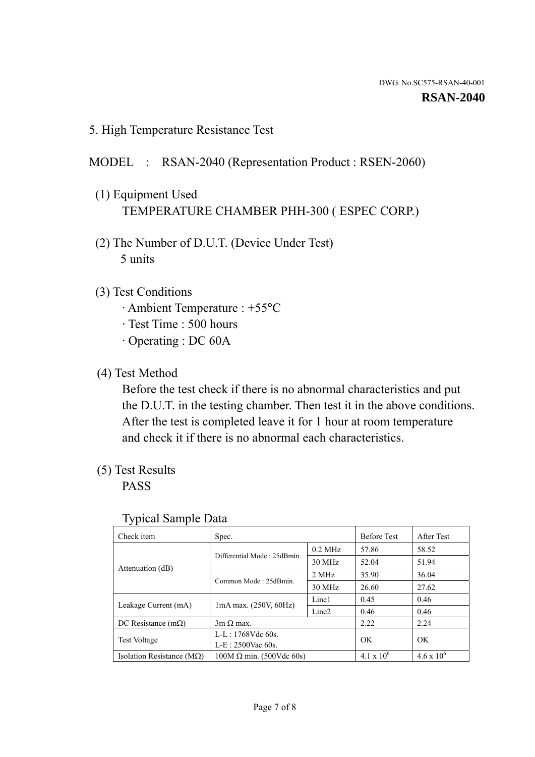DWG. No.SC575-RSAN-40-001

**RSAN-2040**

## 5. High Temperature Resistance Test

MODEL : RSAN-2040 (Representation Product : RSEN-2060)

(1) Equipment Used

TEMPERATURE CHAMBER PHH-300 ( ESPEC CORP.)

(2) The Number of D.U.T. (Device Under Test)

5 units

(3) Test Conditions

- Ambient Temperature : +55°C
- Test Time : 500 hours
- Operating : DC 60A

(4) Test Method

Before the test check if there is no abnormal characteristics and put the D.U.T. in the testing chamber. Then test it in the above conditions. After the test is completed leave it for 1 hour at room temperature and check it if there is no abnormal each characteristics.

(5) Test Results

PASS

Typical Sample Data

| Check item | Spec. | | Before Test | After Test |
|---|---|---|---|---|
| Attenuation (dB) | Differential Mode : 25dBmin. | 0.2 MHz | 57.86 | 58.52 |
| | | 30 MHz | 52.04 | 51.94 |
| | Common Mode : 25dBmin. | 2 MHz | 35.90 | 36.04 |
| | | 30 MHz | 26.60 | 27.62 |
| Leakage Current (mA) | 1mA max. (250V, 60Hz) | Line1 | 0.45 | 0.46 |
| | | Line2 | 0.46 | 0.46 |
| DC Resistance (mΩ) | 3m Ω max. | | 2.22 | 2.24 |
| Test Voltage | L-L : 1768Vdc 60s.<br>L-E : 2500Vac 60s. | | OK | OK |
| Isolation Resistance (MΩ) | 100M Ω min. (500Vdc 60s) | | $4.1 \times 10^6$ | $4.6 \times 10^6$ |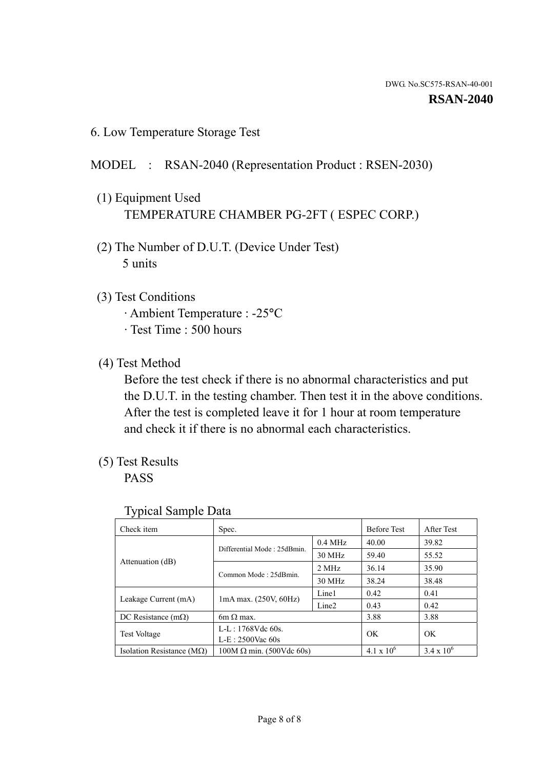DWG. No.SC575-RSAN-40-001

**RSAN-2040**

## 6. Low Temperature Storage Test

MODEL : RSAN-2040 (Representation Product : RSEN-2030)

(1) Equipment Used
TEMPERATURE CHAMBER PG-2FT ( ESPEC CORP.)

(2) The Number of D.U.T. (Device Under Test)
5 units

(3) Test Conditions
· Ambient Temperature : -25°C
· Test Time : 500 hours

(4) Test Method
Before the test check if there is no abnormal characteristics and put the D.U.T. in the testing chamber. Then test it in the above conditions. After the test is completed leave it for 1 hour at room temperature and check it if there is no abnormal each characteristics.

(5) Test Results
PASS

Typical Sample Data

| Check item | Spec. | | Before Test | After Test |
|---|---|---|---|---|
| Attenuation (dB) | Differential Mode : 25dBmin. | 0.4 MHz | 40.00 | 39.82 |
| | | 30 MHz | 59.40 | 55.52 |
| | Common Mode : 25dBmin. | 2 MHz | 36.14 | 35.90 |
| | | 30 MHz | 38.24 | 38.48 |
| Leakage Current (mA) | 1mA max. (250V, 60Hz) | Line1 | 0.42 | 0.41 |
| | | Line2 | 0.43 | 0.42 |
| DC Resistance (mΩ) | 6m Ω max. | | 3.88 | 3.88 |
| Test Voltage | L-L : 1768Vdc 60s. L-E : 2500Vac 60s | | OK | OK |
| Isolation Resistance (MΩ) | 100M Ω min. (500Vdc 60s) | | $4.1 \times 10^6$ | $3.4 \times 10^6$ |